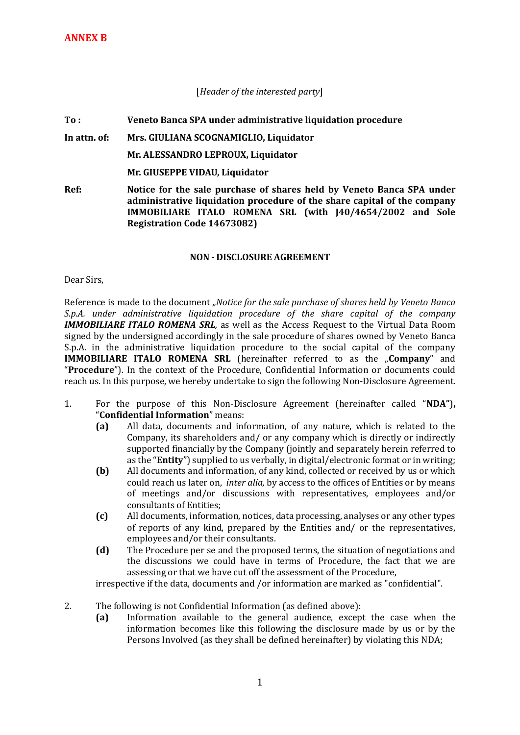**ANNEX B**

[*Header of the interested party*]

**To :** **Veneto Banca SPA under administrative liquidation procedure**

**In attn. of:** **Mrs. GIULIANA SCOGNAMIGLIO, Liquidator**

**Mr. ALESSANDRO LEPROUX, Liquidator**

**Mr. GIUSEPPE VIDAU, Liquidator**

**Ref:** **Notice for the sale purchase of shares held by Veneto Banca SPA under administrative liquidation procedure of the share capital of the company IMMOBILIARE ITALO ROMENA SRL (with J40/4654/2002 and Sole Registration Code 14673082)**

**NON - DISCLOSURE AGREEMENT**

Dear Sirs,

Reference is made to the document *„Notice for the sale purchase of shares held by Veneto Banca S.p.A. under administrative liquidation procedure of the share capital of the company* ***IMMOBILIARE ITALO ROMENA SRL,*** as well as the Access Request to the Virtual Data Room signed by the undersigned accordingly in the sale procedure of shares owned by Veneto Banca S.p.A. in the administrative liquidation procedure to the social capital of the company **IMMOBILIARE ITALO ROMENA SRL** (hereinafter referred to as the „**Company**" and "**Procedure**"). In the context of the Procedure, Confidential Information or documents could reach us. In this purpose, we hereby undertake to sign the following Non-Disclosure Agreement.

1. For the purpose of this Non-Disclosure Agreement (hereinafter called "**NDA")**, "**Confidential Information**" means:
   - **(a)** All data, documents and information, of any nature, which is related to the Company, its shareholders and/ or any company which is directly or indirectly supported financially by the Company (jointly and separately herein referred to as the "**Entity**") supplied to us verbally, in digital/electronic format or in writing;
   - **(b)** All documents and information, of any kind, collected or received by us or which could reach us later on, *inter alia,* by access to the offices of Entities or by means of meetings and/or discussions with representatives, employees and/or consultants of Entities;
   - **(c)** All documents, information, notices, data processing, analyses or any other types of reports of any kind, prepared by the Entities and/ or the representatives, employees and/or their consultants.
   - **(d)** The Procedure per se and the proposed terms, the situation of negotiations and the discussions we could have in terms of Procedure, the fact that we are assessing or that we have cut off the assessment of the Procedure,

   irrespective if the data, documents and /or information are marked as "confidential".

2. The following is not Confidential Information (as defined above):
   - **(a)** Information available to the general audience, except the case when the information becomes like this following the disclosure made by us or by the Persons Involved (as they shall be defined hereinafter) by violating this NDA;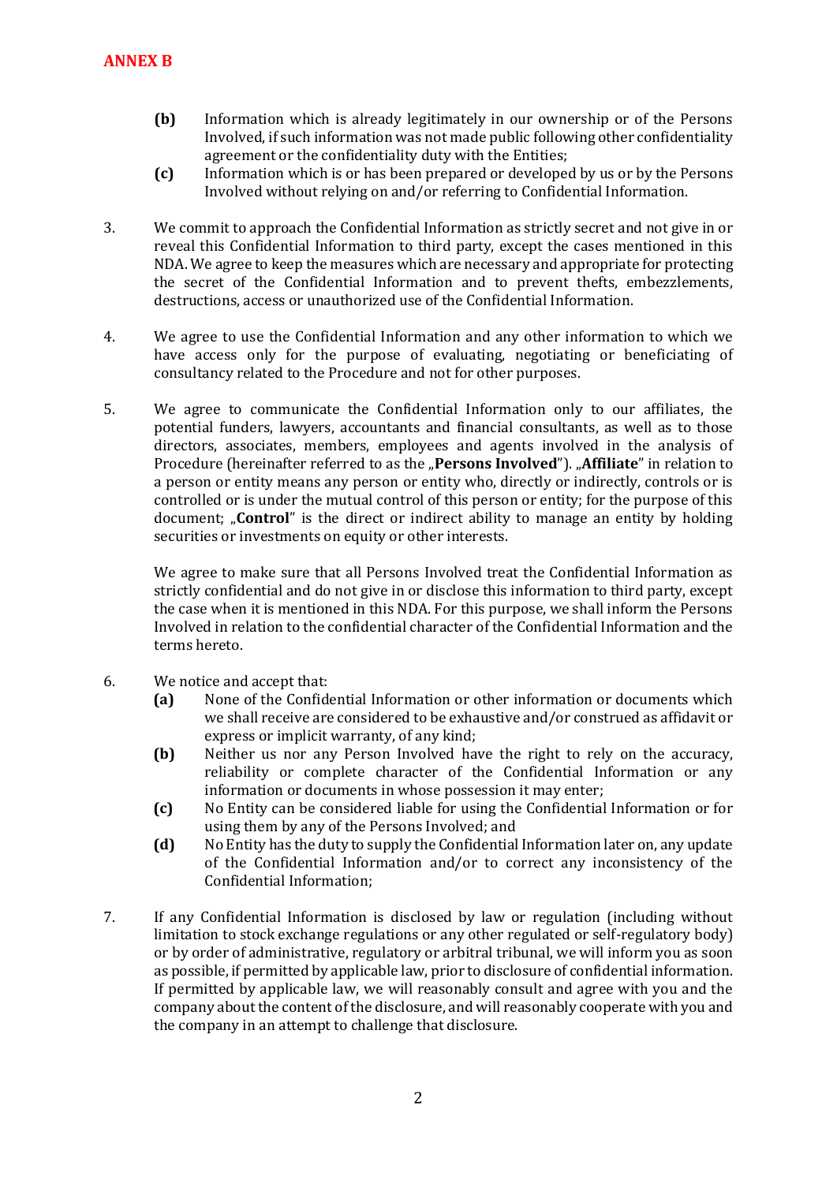**ANNEX B**

(b) Information which is already legitimately in our ownership or of the Persons Involved, if such information was not made public following other confidentiality agreement or the confidentiality duty with the Entities;

(c) Information which is or has been prepared or developed by us or by the Persons Involved without relying on and/or referring to Confidential Information.

3. We commit to approach the Confidential Information as strictly secret and not give in or reveal this Confidential Information to third party, except the cases mentioned in this NDA. We agree to keep the measures which are necessary and appropriate for protecting the secret of the Confidential Information and to prevent thefts, embezzlements, destructions, access or unauthorized use of the Confidential Information.

4. We agree to use the Confidential Information and any other information to which we have access only for the purpose of evaluating, negotiating or beneficiating of consultancy related to the Procedure and not for other purposes.

5. We agree to communicate the Confidential Information only to our affiliates, the potential funders, lawyers, accountants and financial consultants, as well as to those directors, associates, members, employees and agents involved in the analysis of Procedure (hereinafter referred to as the „**Persons Involved**"). „**Affiliate**" in relation to a person or entity means any person or entity who, directly or indirectly, controls or is controlled or is under the mutual control of this person or entity; for the purpose of this document; „**Control**" is the direct or indirect ability to manage an entity by holding securities or investments on equity or other interests.

   We agree to make sure that all Persons Involved treat the Confidential Information as strictly confidential and do not give in or disclose this information to third party, except the case when it is mentioned in this NDA. For this purpose, we shall inform the Persons Involved in relation to the confidential character of the Confidential Information and the terms hereto.

6. We notice and accept that:

   (a) None of the Confidential Information or other information or documents which we shall receive are considered to be exhaustive and/or construed as affidavit or express or implicit warranty, of any kind;

   (b) Neither us nor any Person Involved have the right to rely on the accuracy, reliability or complete character of the Confidential Information or any information or documents in whose possession it may enter;

   (c) No Entity can be considered liable for using the Confidential Information or for using them by any of the Persons Involved; and

   (d) No Entity has the duty to supply the Confidential Information later on, any update of the Confidential Information and/or to correct any inconsistency of the Confidential Information;

7. If any Confidential Information is disclosed by law or regulation (including without limitation to stock exchange regulations or any other regulated or self-regulatory body) or by order of administrative, regulatory or arbitral tribunal, we will inform you as soon as possible, if permitted by applicable law, prior to disclosure of confidential information. If permitted by applicable law, we will reasonably consult and agree with you and the company about the content of the disclosure, and will reasonably cooperate with you and the company in an attempt to challenge that disclosure.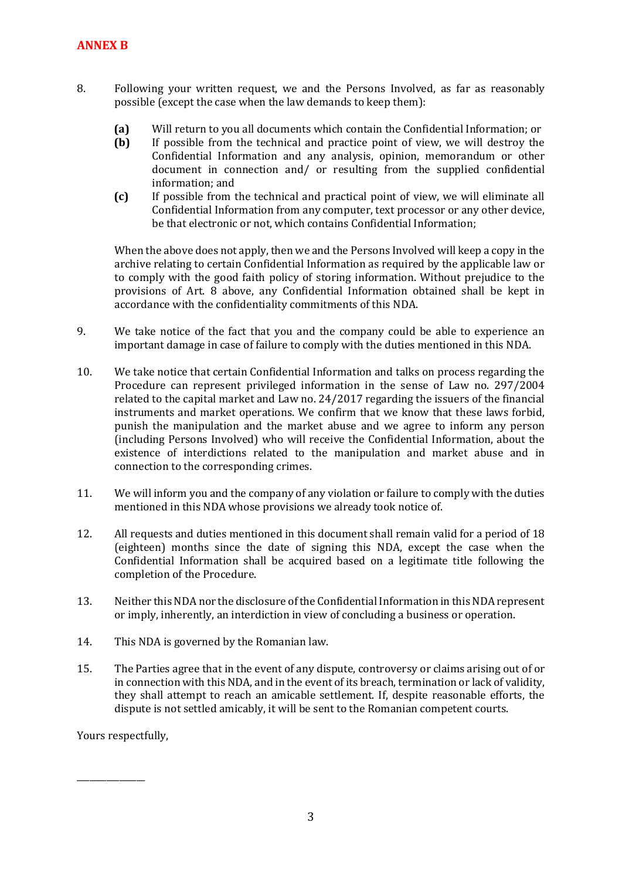**ANNEX B**

8. Following your written request, we and the Persons Involved, as far as reasonably possible (except the case when the law demands to keep them):

   **(a)** Will return to you all documents which contain the Confidential Information; or
   
   **(b)** If possible from the technical and practice point of view, we will destroy the Confidential Information and any analysis, opinion, memorandum or other document in connection and/ or resulting from the supplied confidential information; and
   
   **(c)** If possible from the technical and practical point of view, we will eliminate all Confidential Information from any computer, text processor or any other device, be that electronic or not, which contains Confidential Information;

   When the above does not apply, then we and the Persons Involved will keep a copy in the archive relating to certain Confidential Information as required by the applicable law or to comply with the good faith policy of storing information. Without prejudice to the provisions of Art. 8 above, any Confidential Information obtained shall be kept in accordance with the confidentiality commitments of this NDA.

9. We take notice of the fact that you and the company could be able to experience an important damage in case of failure to comply with the duties mentioned in this NDA.

10. We take notice that certain Confidential Information and talks on process regarding the Procedure can represent privileged information in the sense of Law no. 297/2004 related to the capital market and Law no. 24/2017 regarding the issuers of the financial instruments and market operations. We confirm that we know that these laws forbid, punish the manipulation and the market abuse and we agree to inform any person (including Persons Involved) who will receive the Confidential Information, about the existence of interdictions related to the manipulation and market abuse and in connection to the corresponding crimes.

11. We will inform you and the company of any violation or failure to comply with the duties mentioned in this NDA whose provisions we already took notice of.

12. All requests and duties mentioned in this document shall remain valid for a period of 18 (eighteen) months since the date of signing this NDA, except the case when the Confidential Information shall be acquired based on a legitimate title following the completion of the Procedure.

13. Neither this NDA nor the disclosure of the Confidential Information in this NDA represent or imply, inherently, an interdiction in view of concluding a business or operation.

14. This NDA is governed by the Romanian law.

15. The Parties agree that in the event of any dispute, controversy or claims arising out of or in connection with this NDA, and in the event of its breach, termination or lack of validity, they shall attempt to reach an amicable settlement. If, despite reasonable efforts, the dispute is not settled amicably, it will be sent to the Romanian competent courts.

Yours respectfully,

_______________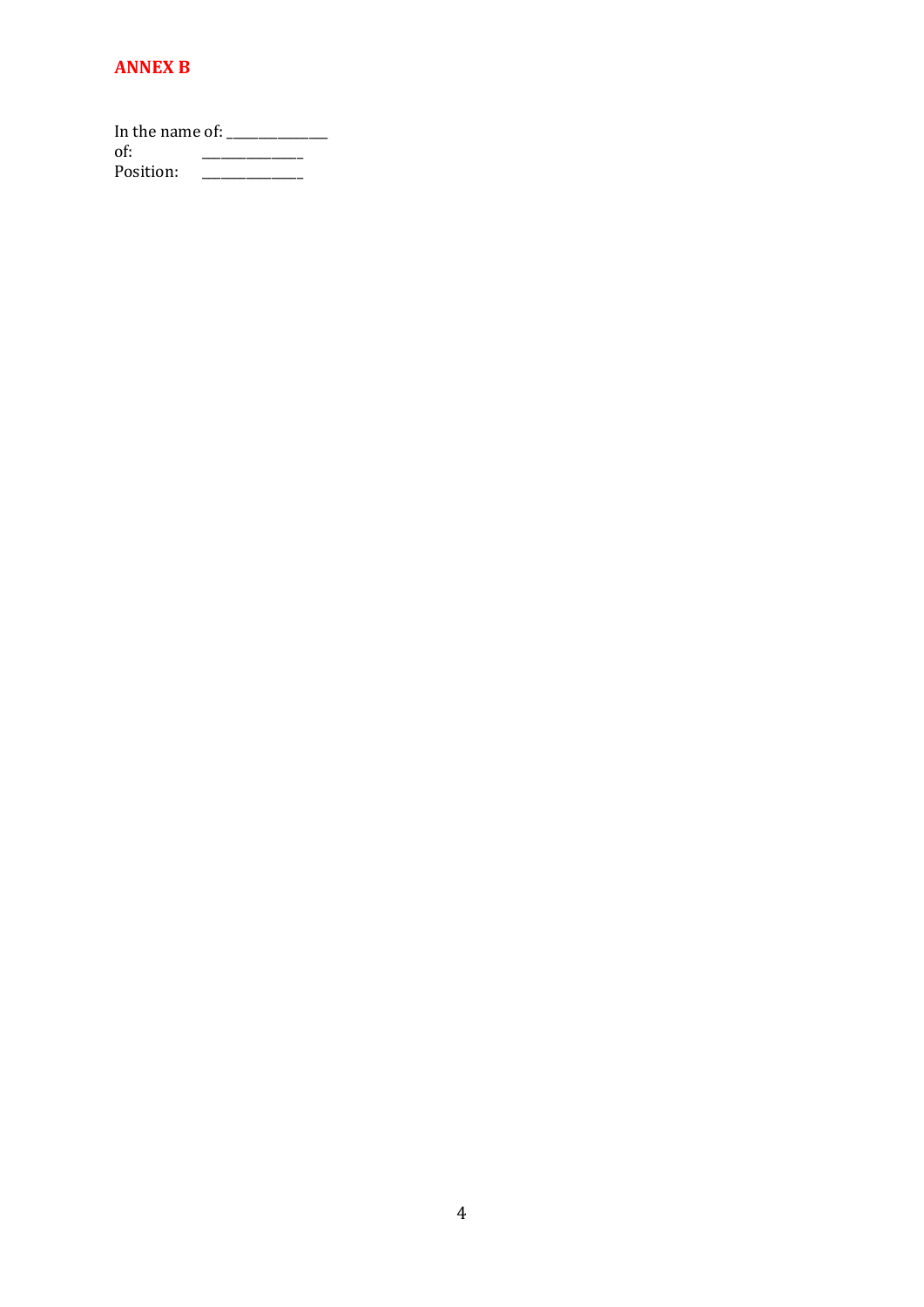## ANNEX B

In the name of: _______________
of: _______________
Position: _______________